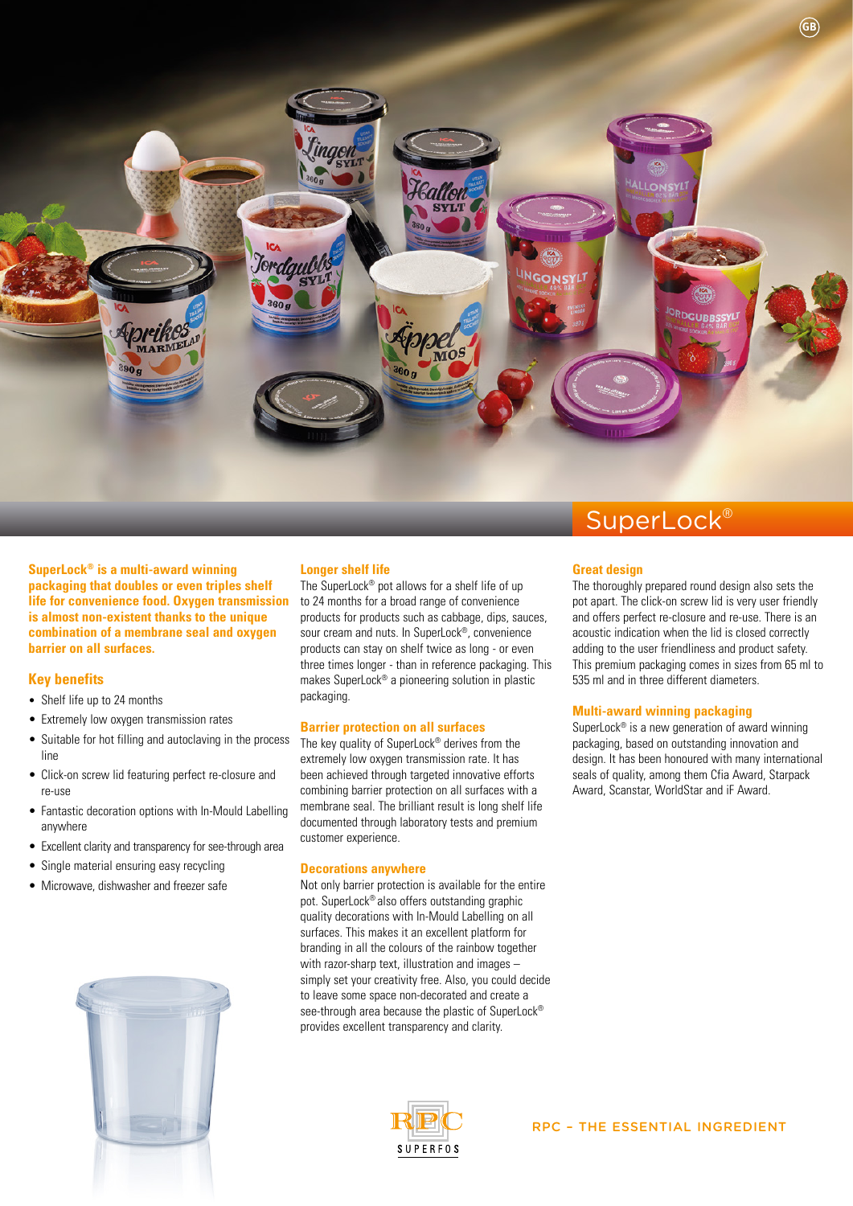# SuperLock®

**SuperLock® is a multi-award winning packaging that doubles or even triples shelf life for convenience food. Oxygen transmission is almost non-existent thanks to the unique combination of a membrane seal and oxygen barrier on all surfaces.**

## Key benefits

- Shelf life up to 24 months
- Extremely low oxygen transmission rates
- Suitable for hot filling and autoclaving in the process line
- Click-on screw lid featuring perfect re-closure and re-use
- Fantastic decoration options with In-Mould Labelling anywhere
- Excellent clarity and transparency for see-through area
- Single material ensuring easy recycling
- Microwave, dishwasher and freezer safe

## Longer shelf life

The SuperLock® pot allows for a shelf life of up to 24 months for a broad range of convenience products for products such as cabbage, dips, sauces, sour cream and nuts. In SuperLock®, convenience products can stay on shelf twice as long - or even three times longer - than in reference packaging. This makes SuperLock® a pioneering solution in plastic packaging.

## Barrier protection on all surfaces

The key quality of SuperLock® derives from the extremely low oxygen transmission rate. It has been achieved through targeted innovative efforts combining barrier protection on all surfaces with a membrane seal. The brilliant result is long shelf life documented through laboratory tests and premium customer experience.

## Decorations anywhere

Not only barrier protection is available for the entire pot. SuperLock® also offers outstanding graphic quality decorations with In-Mould Labelling on all surfaces. This makes it an excellent platform for branding in all the colours of the rainbow together with razor-sharp text, illustration and images – simply set your creativity free. Also, you could decide to leave some space non-decorated and create a see-through area because the plastic of SuperLock® provides excellent transparency and clarity.

## Great design

The thoroughly prepared round design also sets the pot apart. The click-on screw lid is very user friendly and offers perfect re-closure and re-use. There is an acoustic indication when the lid is closed correctly adding to the user friendliness and product safety. This premium packaging comes in sizes from 65 ml to 535 ml and in three different diameters.

## Multi-award winning packaging

SuperLock® is a new generation of award winning packaging, based on outstanding innovation and design. It has been honoured with many international seals of quality, among them Cfia Award, Starpack Award, Scanstar, WorldStar and iF Award.

RPC SUPERFOS

RPC – THE ESSENTIAL INGREDIENT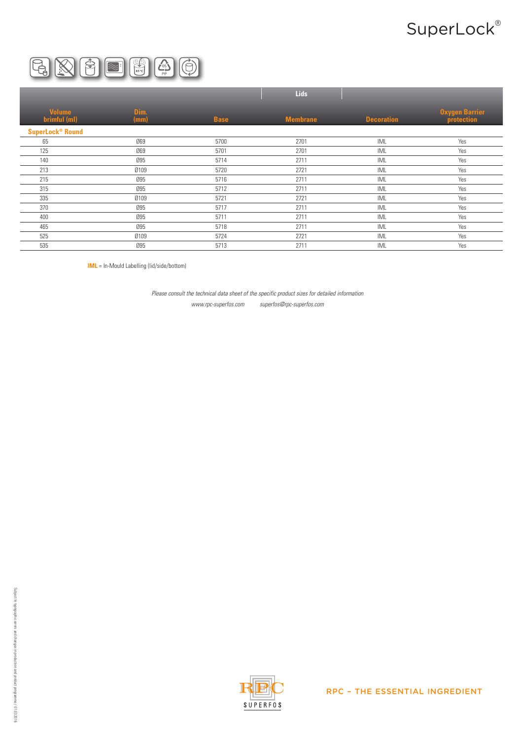# SuperLock®

| Volume brimful (ml) | Dim. (mm) | Base | Lids Membrane | Decoration | Oxygen Barrier protection |
|---|---|---|---|---|---|
| **SuperLock® Round** | | | | | |
| 65 | Ø69 | 5700 | 2701 | IML | Yes |
| 125 | Ø69 | 5701 | 2701 | IML | Yes |
| 140 | Ø95 | 5714 | 2711 | IML | Yes |
| 213 | Ø109 | 5720 | 2721 | IML | Yes |
| 215 | Ø95 | 5716 | 2711 | IML | Yes |
| 315 | Ø95 | 5712 | 2711 | IML | Yes |
| 335 | Ø109 | 5721 | 2721 | IML | Yes |
| 370 | Ø95 | 5717 | 2711 | IML | Yes |
| 400 | Ø95 | 5711 | 2711 | IML | Yes |
| 465 | Ø95 | 5718 | 2711 | IML | Yes |
| 525 | Ø109 | 5724 | 2721 | IML | Yes |
| 535 | Ø95 | 5713 | 2711 | IML | Yes |

**IML** = In-Mould Labelling (lid/side/bottom)

*Please consult the technical data sheet of the specific product sizes for detailed information*

*www.rpc-superfos.com* *superfos@rpc-superfos.com*

Subject to typographic errors and changes in production and product programme / 01.03.2016

RPC SUPERFOS

RPC – THE ESSENTIAL INGREDIENT